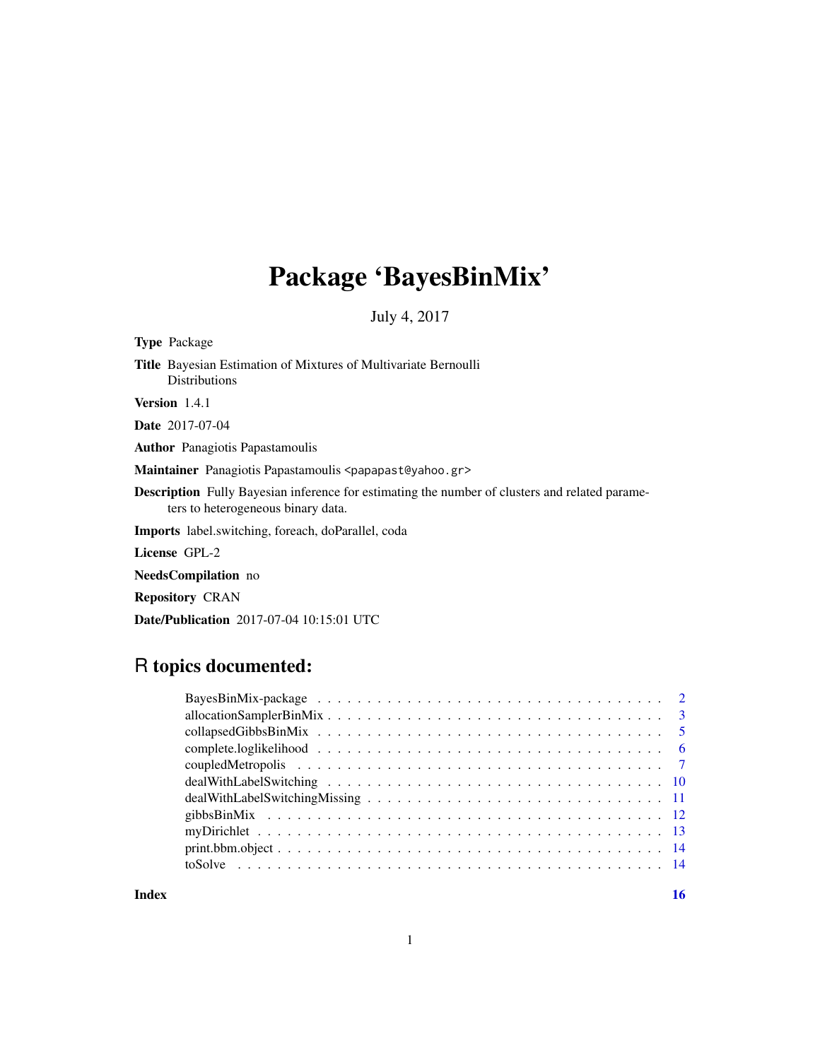# Package 'BayesBinMix'

July 4, 2017

**Type** Package

**Title** Bayesian Estimation of Mixtures of Multivariate Bernoulli Distributions

**Version** 1.4.1

**Date** 2017-07-04

**Author** Panagiotis Papastamoulis

**Maintainer** Panagiotis Papastamoulis <papapast@yahoo.gr>

**Description** Fully Bayesian inference for estimating the number of clusters and related parameters to heterogeneous binary data.

**Imports** label.switching, foreach, doParallel, coda

**License** GPL-2

**NeedsCompilation** no

**Repository** CRAN

**Date/Publication** 2017-07-04 10:15:01 UTC

## R topics documented:

| | |
|---|---|
| BayesBinMix-package | 2 |
| allocationSamplerBinMix | 3 |
| collapsedGibbsBinMix | 5 |
| complete.loglikelihood | 6 |
| coupledMetropolis | 7 |
| dealWithLabelSwitching | 10 |
| dealWithLabelSwitchingMissing | 11 |
| gibbsBinMix | 12 |
| myDirichlet | 13 |
| print.bbm.object | 14 |
| toSolve | 14 |
| **Index** | **16** |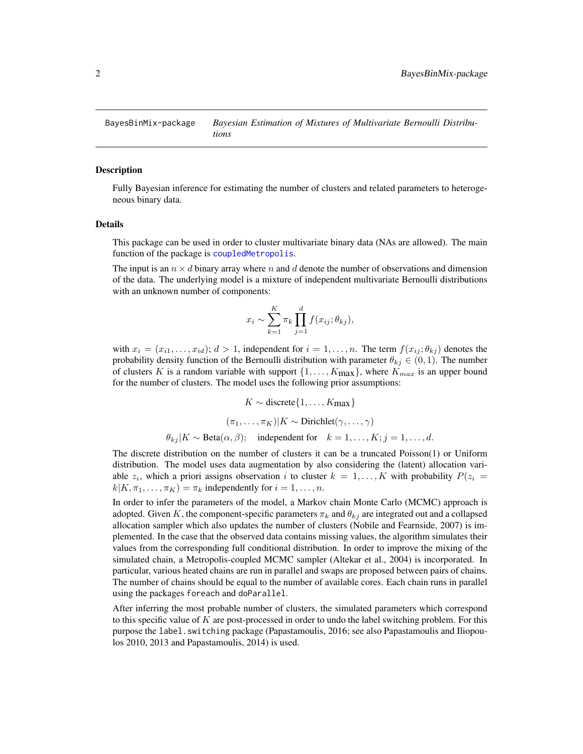BayesBinMix-package    *Bayesian Estimation of Mixtures of Multivariate Bernoulli Distributions*

## Description

Fully Bayesian inference for estimating the number of clusters and related parameters to heterogeneous binary data.

## Details

This package can be used in order to cluster multivariate binary data (NAs are allowed). The main function of the package is `coupledMetropolis`.

The input is an $n \times d$ binary array where $n$ and $d$ denote the number of observations and dimension of the data. The underlying model is a mixture of independent multivariate Bernoulli distributions with an unknown number of components:

$$x_i \sim \sum_{k=1}^{K} \pi_k \prod_{j=1}^{d} f(x_{ij}; \theta_{kj}),$$

with $x_i = (x_{i1}, \ldots, x_{id})$; $d > 1$, independent for $i = 1, \ldots, n$. The term $f(x_{ij}; \theta_{kj})$ denotes the probability density function of the Bernoulli distribution with parameter $\theta_{kj} \in (0, 1)$. The number of clusters $K$ is a random variable with support $\{1, \ldots, K_{\text{max}}\}$, where $K_{max}$ is an upper bound for the number of clusters. The model uses the following prior assumptions:

$$K \sim \text{discrete}\{1, \ldots, K_{\text{max}}\}$$

$$(\pi_1, \ldots, \pi_K)|K \sim \text{Dirichlet}(\gamma, \ldots, \gamma)$$

$$\theta_{kj}|K \sim \text{Beta}(\alpha, \beta); \quad \text{independent for} \quad k = 1, \ldots, K; j = 1, \ldots, d.$$

The discrete distribution on the number of clusters it can be a truncated Poisson(1) or Uniform distribution. The model uses data augmentation by also considering the (latent) allocation variable $z_i$, which a priori assigns observation $i$ to cluster $k = 1, \ldots, K$ with probability $P(z_i = k|K, \pi_1, \ldots, \pi_K) = \pi_k$ independently for $i = 1, \ldots, n$.

In order to infer the parameters of the model, a Markov chain Monte Carlo (MCMC) approach is adopted. Given $K$, the component-specific parameters $\pi_k$ and $\theta_{kj}$ are integrated out and a collapsed allocation sampler which also updates the number of clusters (Nobile and Fearnside, 2007) is implemented. In the case that the observed data contains missing values, the algorithm simulates their values from the corresponding full conditional distribution. In order to improve the mixing of the simulated chain, a Metropolis-coupled MCMC sampler (Altekar et al., 2004) is incorporated. In particular, various heated chains are run in parallel and swaps are proposed between pairs of chains. The number of chains should be equal to the number of available cores. Each chain runs in parallel using the packages `foreach` and `doParallel`.

After inferring the most probable number of clusters, the simulated parameters which correspond to this specific value of $K$ are post-processed in order to undo the label switching problem. For this purpose the `label.switching` package (Papastamoulis, 2016; see also Papastamoulis and Iliopoulos 2010, 2013 and Papastamoulis, 2014) is used.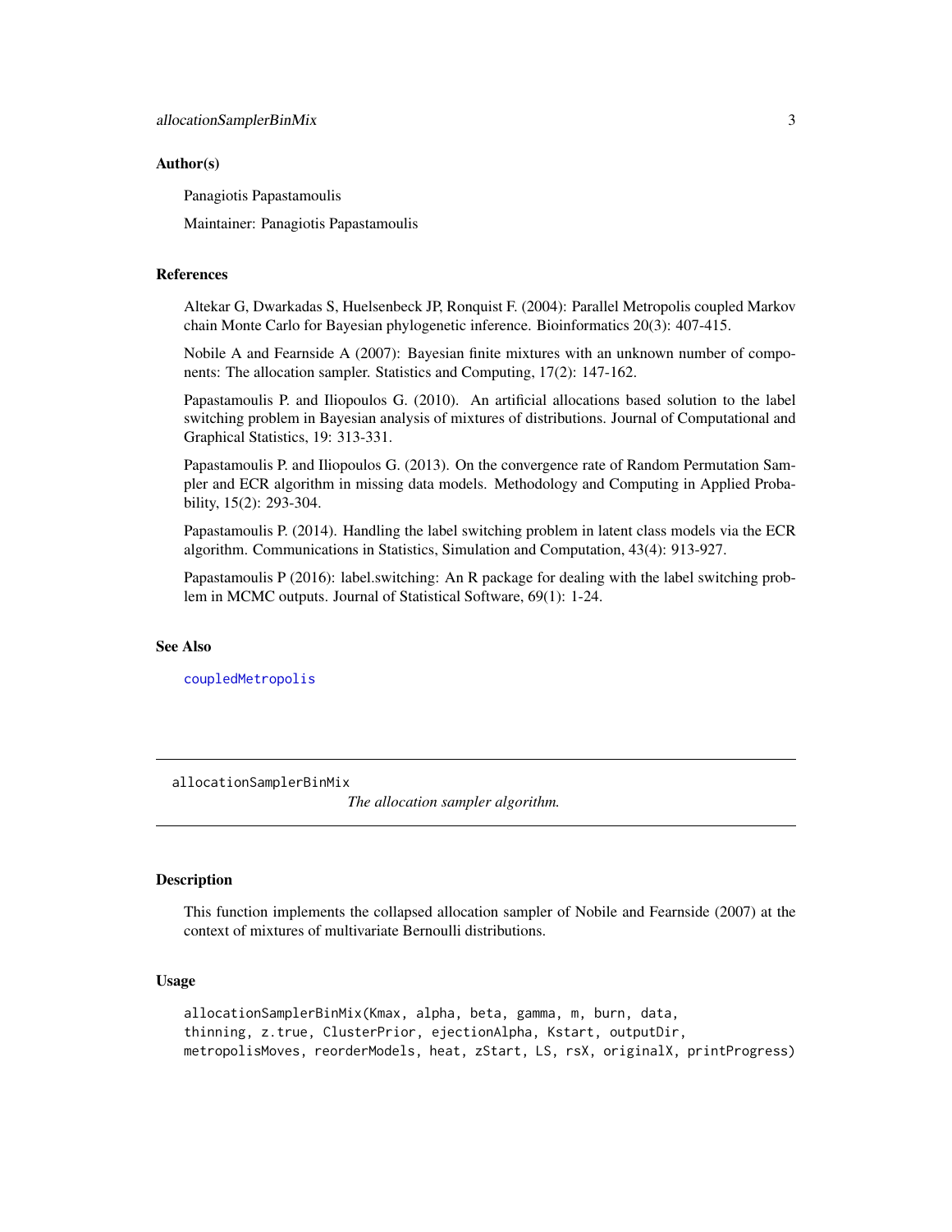### Author(s)

Panagiotis Papastamoulis

Maintainer: Panagiotis Papastamoulis

### References

Altekar G, Dwarkadas S, Huelsenbeck JP, Ronquist F. (2004): Parallel Metropolis coupled Markov chain Monte Carlo for Bayesian phylogenetic inference. Bioinformatics 20(3): 407-415.

Nobile A and Fearnside A (2007): Bayesian finite mixtures with an unknown number of components: The allocation sampler. Statistics and Computing, 17(2): 147-162.

Papastamoulis P. and Iliopoulos G. (2010). An artificial allocations based solution to the label switching problem in Bayesian analysis of mixtures of distributions. Journal of Computational and Graphical Statistics, 19: 313-331.

Papastamoulis P. and Iliopoulos G. (2013). On the convergence rate of Random Permutation Sampler and ECR algorithm in missing data models. Methodology and Computing in Applied Probability, 15(2): 293-304.

Papastamoulis P. (2014). Handling the label switching problem in latent class models via the ECR algorithm. Communications in Statistics, Simulation and Computation, 43(4): 913-927.

Papastamoulis P (2016): label.switching: An R package for dealing with the label switching problem in MCMC outputs. Journal of Statistical Software, 69(1): 1-24.

### See Also

`coupledMetropolis`

---

## allocationSamplerBinMix

*The allocation sampler algorithm.*

### Description

This function implements the collapsed allocation sampler of Nobile and Fearnside (2007) at the context of mixtures of multivariate Bernoulli distributions.

### Usage

```
allocationSamplerBinMix(Kmax, alpha, beta, gamma, m, burn, data,
thinning, z.true, ClusterPrior, ejectionAlpha, Kstart, outputDir,
metropolisMoves, reorderModels, heat, zStart, LS, rsX, originalX, printProgress)
```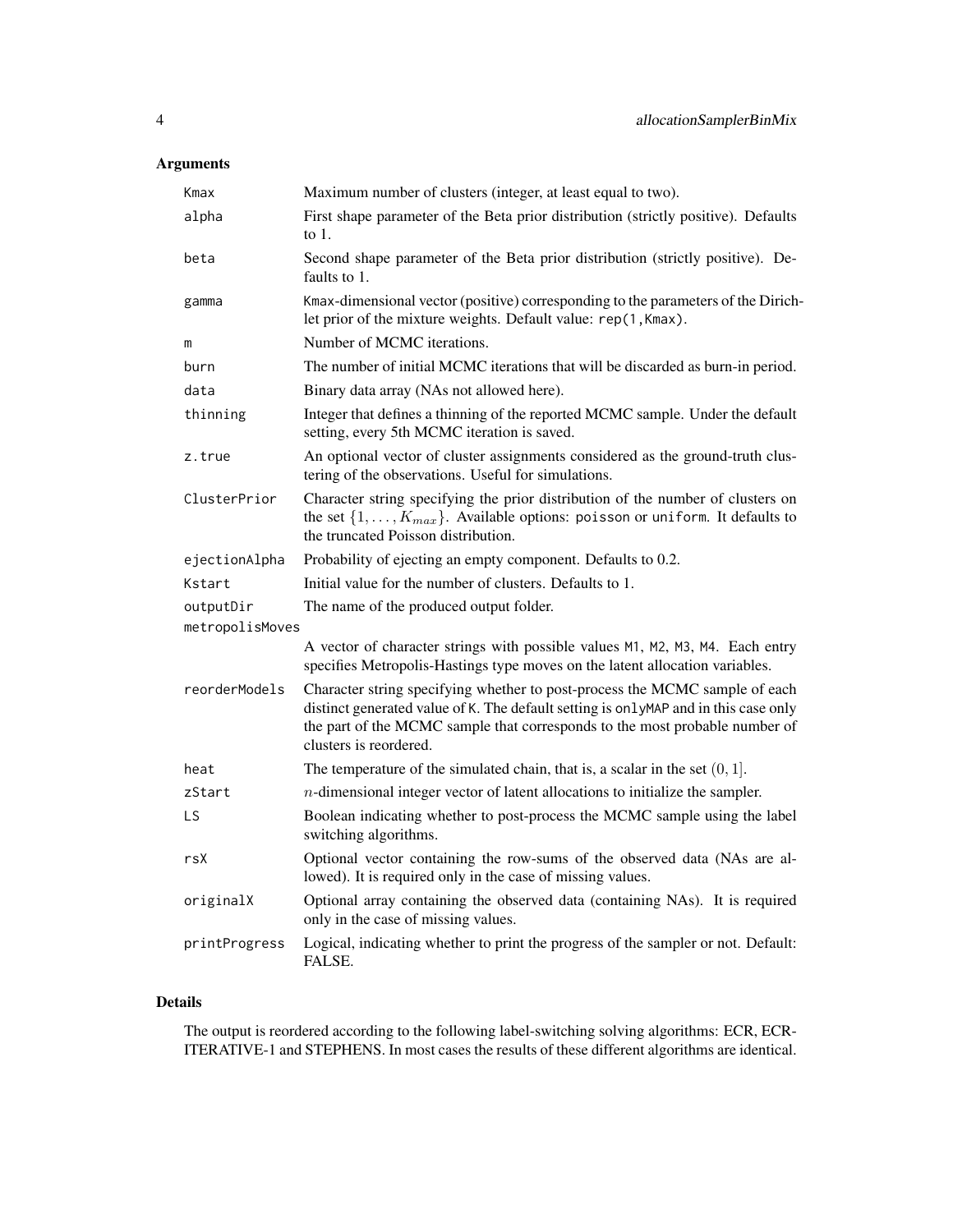### Arguments

| | |
|---|---|
| `Kmax` | Maximum number of clusters (integer, at least equal to two). |
| `alpha` | First shape parameter of the Beta prior distribution (strictly positive). Defaults to 1. |
| `beta` | Second shape parameter of the Beta prior distribution (strictly positive). Defaults to 1. |
| `gamma` | `Kmax`-dimensional vector (positive) corresponding to the parameters of the Dirichlet prior of the mixture weights. Default value: `rep(1,Kmax)`. |
| `m` | Number of MCMC iterations. |
| `burn` | The number of initial MCMC iterations that will be discarded as burn-in period. |
| `data` | Binary data array (NAs not allowed here). |
| `thinning` | Integer that defines a thinning of the reported MCMC sample. Under the default setting, every 5th MCMC iteration is saved. |
| `z.true` | An optional vector of cluster assignments considered as the ground-truth clustering of the observations. Useful for simulations. |
| `ClusterPrior` | Character string specifying the prior distribution of the number of clusters on the set $\{1, \ldots, K_{max}\}$. Available options: `poisson` or `uniform`. It defaults to the truncated Poisson distribution. |
| `ejectionAlpha` | Probability of ejecting an empty component. Defaults to 0.2. |
| `Kstart` | Initial value for the number of clusters. Defaults to 1. |
| `outputDir` | The name of the produced output folder. |
| `metropolisMoves` | A vector of character strings with possible values `M1`, `M2`, `M3`, `M4`. Each entry specifies Metropolis-Hastings type moves on the latent allocation variables. |
| `reorderModels` | Character string specifying whether to post-process the MCMC sample of each distinct generated value of `K`. The default setting is `onlyMAP` and in this case only the part of the MCMC sample that corresponds to the most probable number of clusters is reordered. |
| `heat` | The temperature of the simulated chain, that is, a scalar in the set $(0, 1]$. |
| `zStart` | $n$-dimensional integer vector of latent allocations to initialize the sampler. |
| `LS` | Boolean indicating whether to post-process the MCMC sample using the label switching algorithms. |
| `rsX` | Optional vector containing the row-sums of the observed data (NAs are allowed). It is required only in the case of missing values. |
| `originalX` | Optional array containing the observed data (containing NAs). It is required only in the case of missing values. |
| `printProgress` | Logical, indicating whether to print the progress of the sampler or not. Default: FALSE. |

### Details

The output is reordered according to the following label-switching solving algorithms: ECR, ECR-ITERATIVE-1 and STEPHENS. In most cases the results of these different algorithms are identical.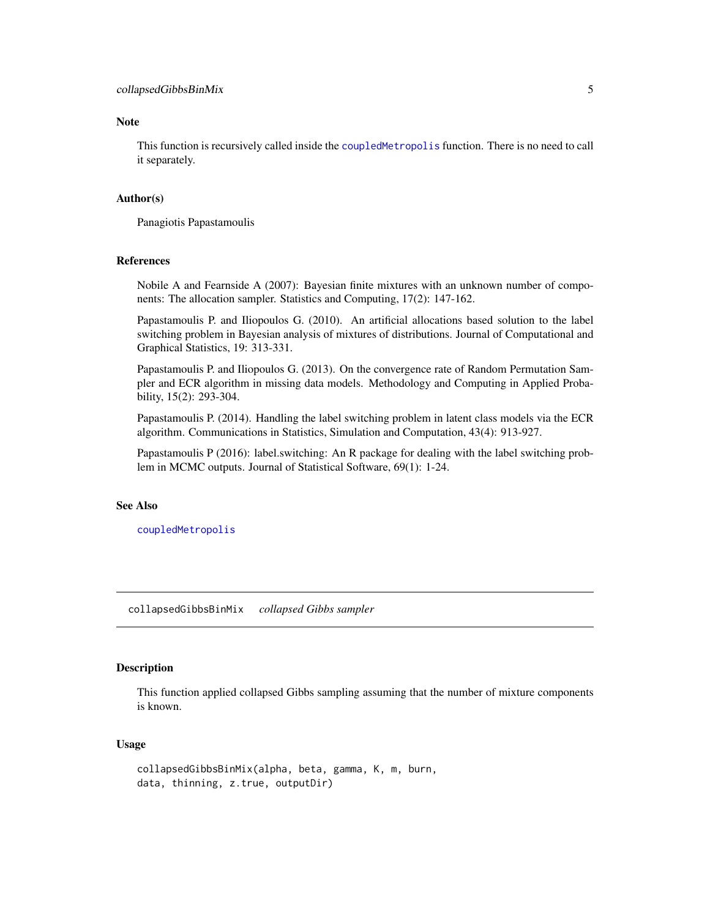### Note

This function is recursively called inside the `coupledMetropolis` function. There is no need to call it separately.

### Author(s)

Panagiotis Papastamoulis

### References

Nobile A and Fearnside A (2007): Bayesian finite mixtures with an unknown number of components: The allocation sampler. Statistics and Computing, 17(2): 147-162.

Papastamoulis P. and Iliopoulos G. (2010). An artificial allocations based solution to the label switching problem in Bayesian analysis of mixtures of distributions. Journal of Computational and Graphical Statistics, 19: 313-331.

Papastamoulis P. and Iliopoulos G. (2013). On the convergence rate of Random Permutation Sampler and ECR algorithm in missing data models. Methodology and Computing in Applied Probability, 15(2): 293-304.

Papastamoulis P. (2014). Handling the label switching problem in latent class models via the ECR algorithm. Communications in Statistics, Simulation and Computation, 43(4): 913-927.

Papastamoulis P (2016): label.switching: An R package for dealing with the label switching problem in MCMC outputs. Journal of Statistical Software, 69(1): 1-24.

### See Also

`coupledMetropolis`

---

## `collapsedGibbsBinMix` *collapsed Gibbs sampler*

### Description

This function applied collapsed Gibbs sampling assuming that the number of mixture components is known.

### Usage

```
collapsedGibbsBinMix(alpha, beta, gamma, K, m, burn,
data, thinning, z.true, outputDir)
```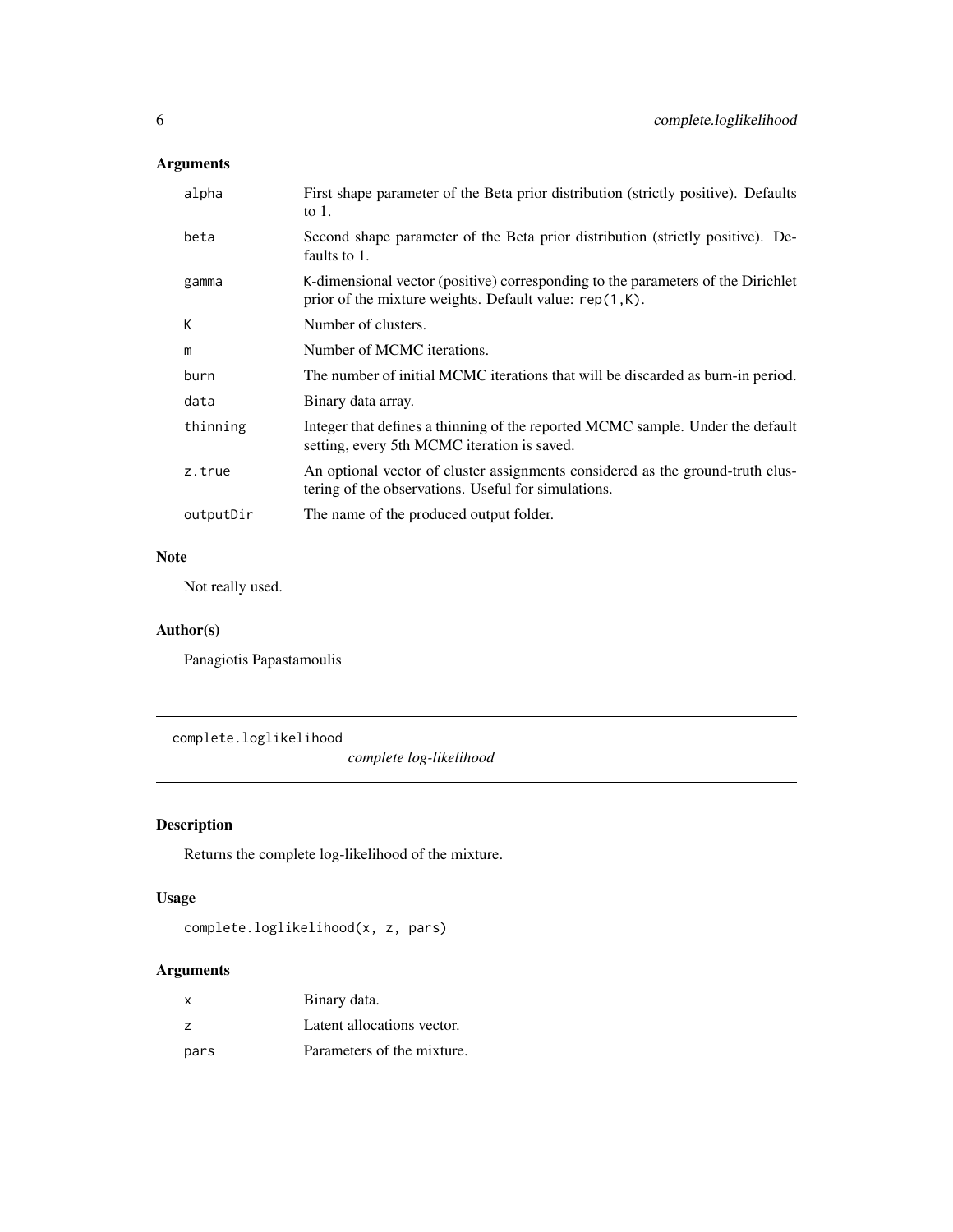## Arguments

| | |
|---|---|
| alpha | First shape parameter of the Beta prior distribution (strictly positive). Defaults to 1. |
| beta | Second shape parameter of the Beta prior distribution (strictly positive). Defaults to 1. |
| gamma | K-dimensional vector (positive) corresponding to the parameters of the Dirichlet prior of the mixture weights. Default value: `rep(1,K)`. |
| K | Number of clusters. |
| m | Number of MCMC iterations. |
| burn | The number of initial MCMC iterations that will be discarded as burn-in period. |
| data | Binary data array. |
| thinning | Integer that defines a thinning of the reported MCMC sample. Under the default setting, every 5th MCMC iteration is saved. |
| z.true | An optional vector of cluster assignments considered as the ground-truth clustering of the observations. Useful for simulations. |
| outputDir | The name of the produced output folder. |

## Note

Not really used.

## Author(s)

Panagiotis Papastamoulis

---

# complete.loglikelihood

*complete log-likelihood*

## Description

Returns the complete log-likelihood of the mixture.

## Usage

```
complete.loglikelihood(x, z, pars)
```

## Arguments

| | |
|---|---|
| x | Binary data. |
| z | Latent allocations vector. |
| pars | Parameters of the mixture. |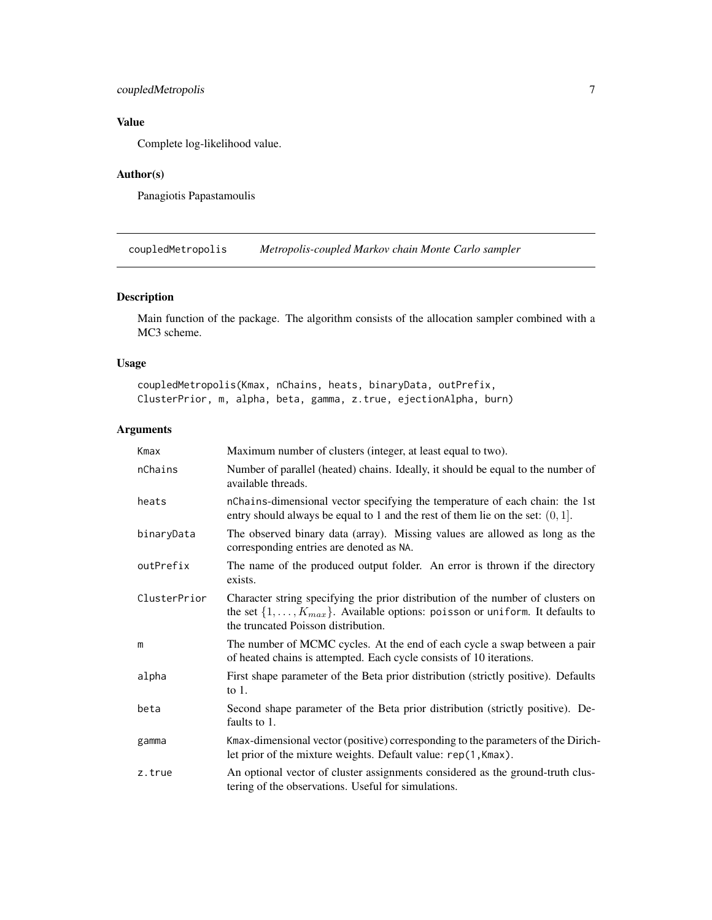## Value

Complete log-likelihood value.

## Author(s)

Panagiotis Papastamoulis

---

# coupledMetropolis *Metropolis-coupled Markov chain Monte Carlo sampler*

## Description

Main function of the package. The algorithm consists of the allocation sampler combined with a MC3 scheme.

## Usage

```
coupledMetropolis(Kmax, nChains, heats, binaryData, outPrefix,
ClusterPrior, m, alpha, beta, gamma, z.true, ejectionAlpha, burn)
```

## Arguments

| | |
|---|---|
| Kmax | Maximum number of clusters (integer, at least equal to two). |
| nChains | Number of parallel (heated) chains. Ideally, it should be equal to the number of available threads. |
| heats | nChains-dimensional vector specifying the temperature of each chain: the 1st entry should always be equal to 1 and the rest of them lie on the set: $(0, 1]$. |
| binaryData | The observed binary data (array). Missing values are allowed as long as the corresponding entries are denoted as NA. |
| outPrefix | The name of the produced output folder. An error is thrown if the directory exists. |
| ClusterPrior | Character string specifying the prior distribution of the number of clusters on the set $\{1, \ldots, K_{max}\}$. Available options: poisson or uniform. It defaults to the truncated Poisson distribution. |
| m | The number of MCMC cycles. At the end of each cycle a swap between a pair of heated chains is attempted. Each cycle consists of 10 iterations. |
| alpha | First shape parameter of the Beta prior distribution (strictly positive). Defaults to 1. |
| beta | Second shape parameter of the Beta prior distribution (strictly positive). Defaults to 1. |
| gamma | Kmax-dimensional vector (positive) corresponding to the parameters of the Dirichlet prior of the mixture weights. Default value: rep(1,Kmax). |
| z.true | An optional vector of cluster assignments considered as the ground-truth clustering of the observations. Useful for simulations. |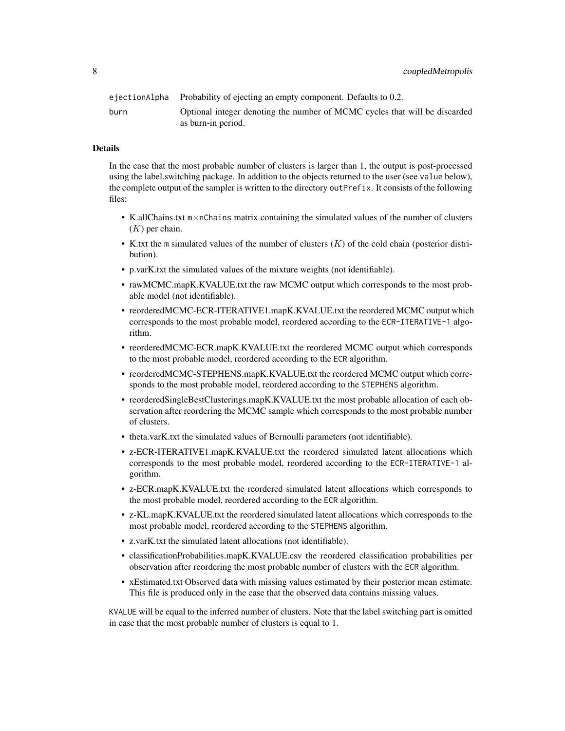| | |
|---|---|
| ejectionAlpha | Probability of ejecting an empty component. Defaults to 0.2. |
| burn | Optional integer denoting the number of MCMC cycles that will be discarded as burn-in period. |

## Details

In the case that the most probable number of clusters is larger than 1, the output is post-processed using the label.switching package. In addition to the objects returned to the user (see `value` below), the complete output of the sampler is written to the directory `outPrefix`. It consists of the following files:

- K.allChains.txt `m`×`nChains` matrix containing the simulated values of the number of clusters ($K$) per chain.
- K.txt the `m` simulated values of the number of clusters ($K$) of the cold chain (posterior distribution).
- p.varK.txt the simulated values of the mixture weights (not identifiable).
- rawMCMC.mapK.KVALUE.txt the raw MCMC output which corresponds to the most probable model (not identifiable).
- reorderedMCMC-ECR-ITERATIVE1.mapK.KVALUE.txt the reordered MCMC output which corresponds to the most probable model, reordered according to the `ECR-ITERATIVE-1` algorithm.
- reorderedMCMC-ECR.mapK.KVALUE.txt the reordered MCMC output which corresponds to the most probable model, reordered according to the `ECR` algorithm.
- reorderedMCMC-STEPHENS.mapK.KVALUE.txt the reordered MCMC output which corresponds to the most probable model, reordered according to the `STEPHENS` algorithm.
- reorderedSingleBestClusterings.mapK.KVALUE.txt the most probable allocation of each observation after reordering the MCMC sample which corresponds to the most probable number of clusters.
- theta.varK.txt the simulated values of Bernoulli parameters (not identifiable).
- z-ECR-ITERATIVE1.mapK.KVALUE.txt the reordered simulated latent allocations which corresponds to the most probable model, reordered according to the `ECR-ITERATIVE-1` algorithm.
- z-ECR.mapK.KVALUE.txt the reordered simulated latent allocations which corresponds to the most probable model, reordered according to the `ECR` algorithm.
- z-KL.mapK.KVALUE.txt the reordered simulated latent allocations which corresponds to the most probable model, reordered according to the `STEPHENS` algorithm.
- z.varK.txt the simulated latent allocations (not identifiable).
- classificationProbabilities.mapK.KVALUE.csv the reordered classification probabilities per observation after reordering the most probable number of clusters with the `ECR` algorithm.
- xEstimated.txt Observed data with missing values estimated by their posterior mean estimate. This file is produced only in the case that the observed data contains missing values.

`KVALUE` will be equal to the inferred number of clusters. Note that the label switching part is omitted in case that the most probable number of clusters is equal to 1.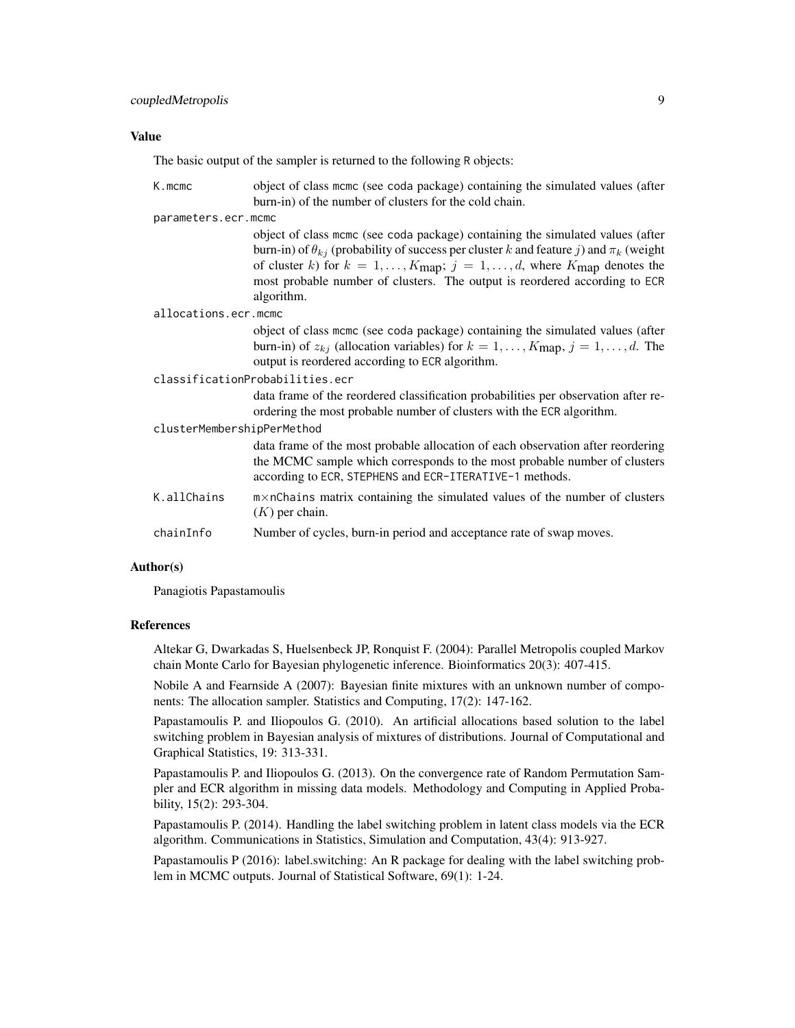## Value

The basic output of the sampler is returned to the following R objects:

- `K.mcmc` object of class mcmc (see coda package) containing the simulated values (after burn-in) of the number of clusters for the cold chain.
- `parameters.ecr.mcmc` object of class mcmc (see coda package) containing the simulated values (after burn-in) of $\theta_{kj}$ (probability of success per cluster $k$ and feature $j$) and $\pi_k$ (weight of cluster $k$) for $k = 1, \ldots, K_{\text{map}}$; $j = 1, \ldots, d$, where $K_{\text{map}}$ denotes the most probable number of clusters. The output is reordered according to ECR algorithm.
- `allocations.ecr.mcmc` object of class mcmc (see coda package) containing the simulated values (after burn-in) of $z_{kj}$ (allocation variables) for $k = 1, \ldots, K_{\text{map}}$, $j = 1, \ldots, d$. The output is reordered according to ECR algorithm.
- `classificationProbabilities.ecr` data frame of the reordered classification probabilities per observation after reordering the most probable number of clusters with the ECR algorithm.
- `clusterMembershipPerMethod` data frame of the most probable allocation of each observation after reordering the MCMC sample which corresponds to the most probable number of clusters according to ECR, STEPHENS and ECR-ITERATIVE-1 methods.
- `K.allChains` m×nChains matrix containing the simulated values of the number of clusters ($K$) per chain.
- `chainInfo` Number of cycles, burn-in period and acceptance rate of swap moves.

## Author(s)

Panagiotis Papastamoulis

## References

Altekar G, Dwarkadas S, Huelsenbeck JP, Ronquist F. (2004): Parallel Metropolis coupled Markov chain Monte Carlo for Bayesian phylogenetic inference. Bioinformatics 20(3): 407-415.

Nobile A and Fearnside A (2007): Bayesian finite mixtures with an unknown number of components: The allocation sampler. Statistics and Computing, 17(2): 147-162.

Papastamoulis P. and Iliopoulos G. (2010). An artificial allocations based solution to the label switching problem in Bayesian analysis of mixtures of distributions. Journal of Computational and Graphical Statistics, 19: 313-331.

Papastamoulis P. and Iliopoulos G. (2013). On the convergence rate of Random Permutation Sampler and ECR algorithm in missing data models. Methodology and Computing in Applied Probability, 15(2): 293-304.

Papastamoulis P. (2014). Handling the label switching problem in latent class models via the ECR algorithm. Communications in Statistics, Simulation and Computation, 43(4): 913-927.

Papastamoulis P (2016): label.switching: An R package for dealing with the label switching problem in MCMC outputs. Journal of Statistical Software, 69(1): 1-24.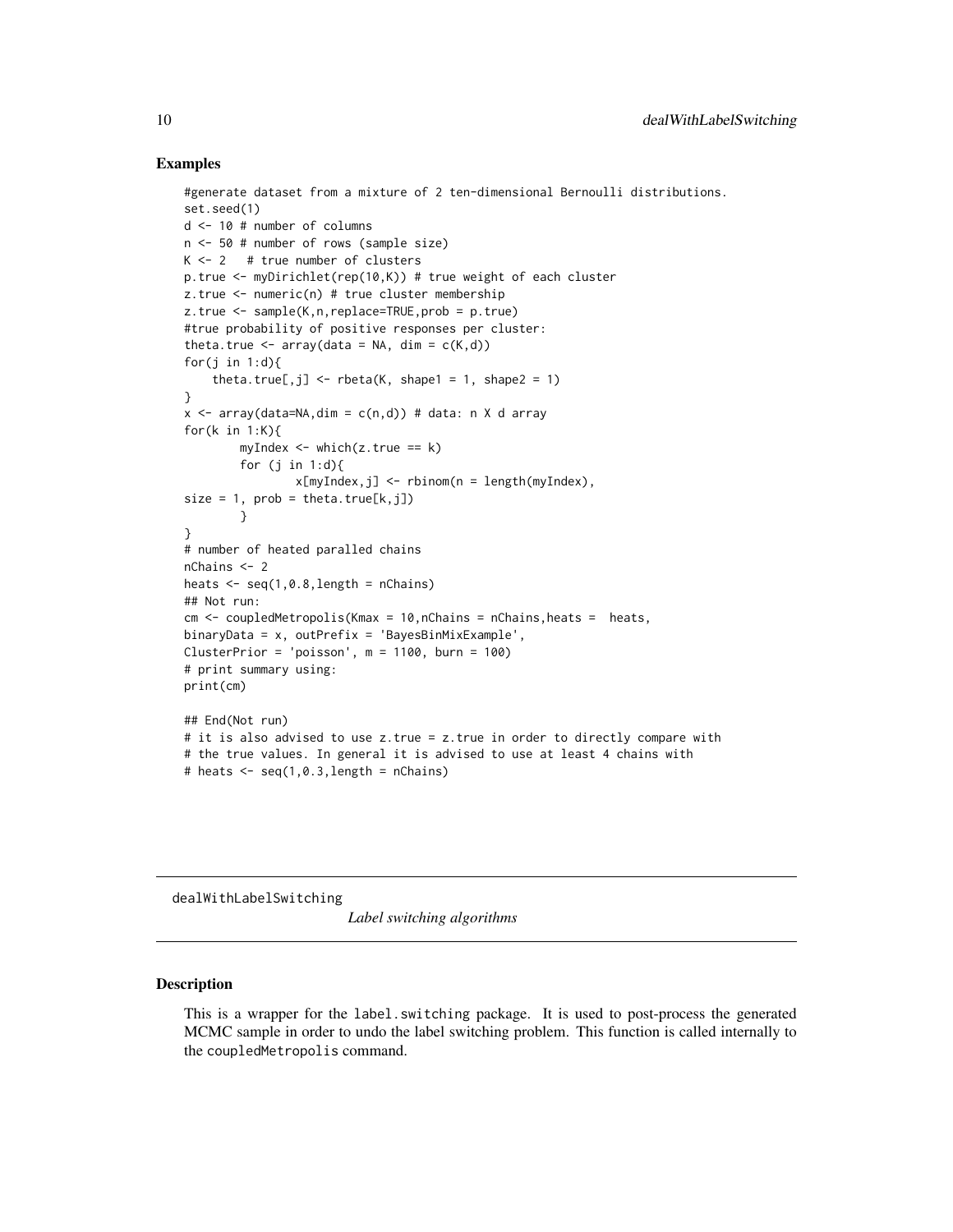## Examples

```
#generate dataset from a mixture of 2 ten-dimensional Bernoulli distributions.
set.seed(1)
d <- 10 # number of columns
n <- 50 # number of rows (sample size)
K <- 2   # true number of clusters
p.true <- myDirichlet(rep(10,K)) # true weight of each cluster
z.true <- numeric(n) # true cluster membership
z.true <- sample(K,n,replace=TRUE,prob = p.true)
#true probability of positive responses per cluster:
theta.true <- array(data = NA, dim = c(K,d))
for(j in 1:d){
    theta.true[,j] <- rbeta(K, shape1 = 1, shape2 = 1)
}
x <- array(data=NA,dim = c(n,d)) # data: n X d array
for(k in 1:K){
        myIndex <- which(z.true == k)
        for (j in 1:d){
                x[myIndex,j] <- rbinom(n = length(myIndex),
size = 1, prob = theta.true[k,j])
        }
}
# number of heated paralled chains
nChains <- 2
heats <- seq(1,0.8,length = nChains)
## Not run:
cm <- coupledMetropolis(Kmax = 10,nChains = nChains,heats =  heats,
binaryData = x, outPrefix = 'BayesBinMixExample',
ClusterPrior = 'poisson', m = 1100, burn = 100)
# print summary using:
print(cm)

## End(Not run)
# it is also advised to use z.true = z.true in order to directly compare with
# the true values. In general it is advised to use at least 4 chains with
# heats <- seq(1,0.3,length = nChains)
```

---

dealWithLabelSwitching                *Label switching algorithms*

---

## Description

This is a wrapper for the label.switching package. It is used to post-process the generated MCMC sample in order to undo the label switching problem. This function is called internally to the coupledMetropolis command.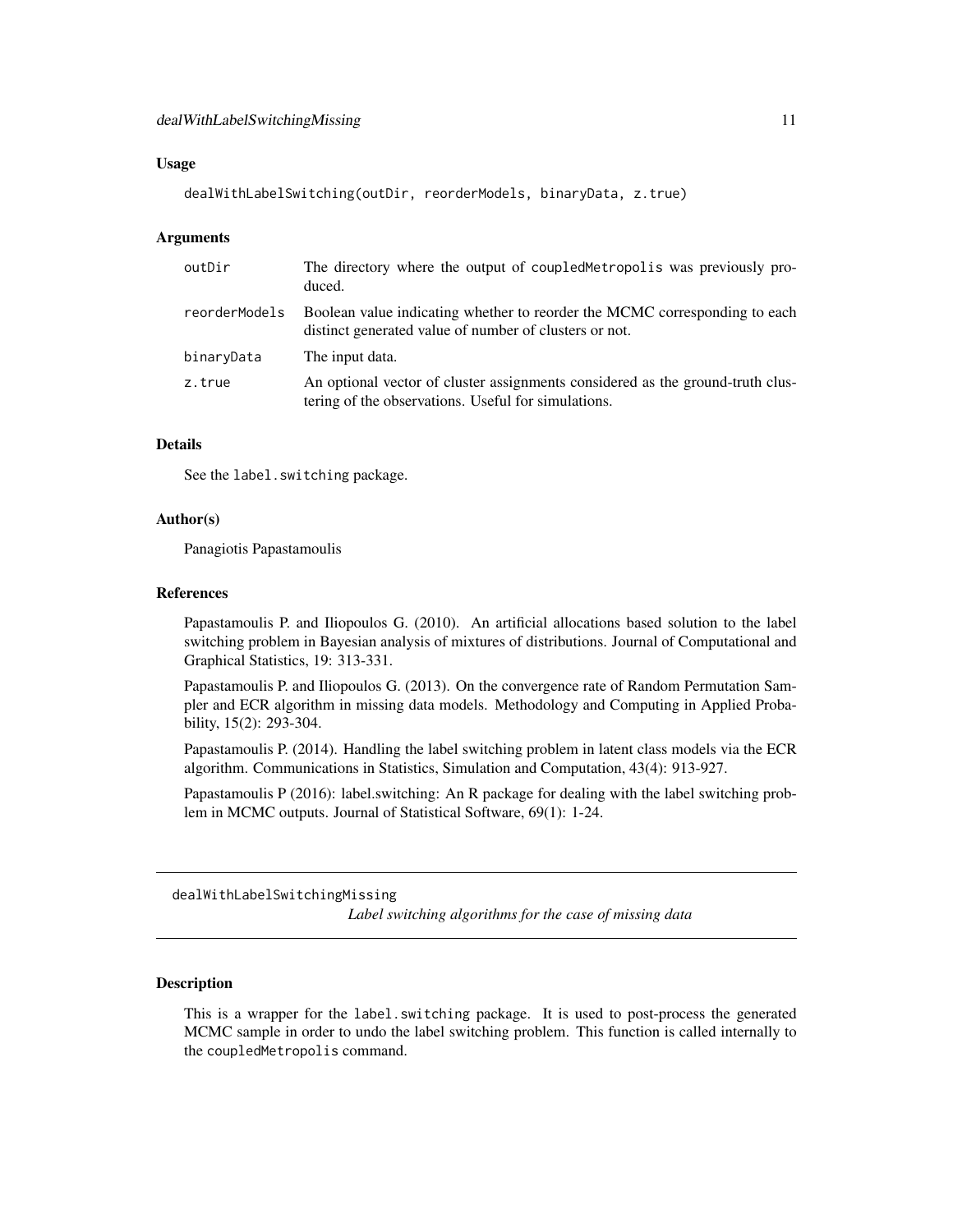## Usage

```
dealWithLabelSwitching(outDir, reorderModels, binaryData, z.true)
```

## Arguments

| | |
|---|---|
| outDir | The directory where the output of coupledMetropolis was previously produced. |
| reorderModels | Boolean value indicating whether to reorder the MCMC corresponding to each distinct generated value of number of clusters or not. |
| binaryData | The input data. |
| z.true | An optional vector of cluster assignments considered as the ground-truth clustering of the observations. Useful for simulations. |

## Details

See the label.switching package.

## Author(s)

Panagiotis Papastamoulis

## References

Papastamoulis P. and Iliopoulos G. (2010). An artificial allocations based solution to the label switching problem in Bayesian analysis of mixtures of distributions. Journal of Computational and Graphical Statistics, 19: 313-331.

Papastamoulis P. and Iliopoulos G. (2013). On the convergence rate of Random Permutation Sampler and ECR algorithm in missing data models. Methodology and Computing in Applied Probability, 15(2): 293-304.

Papastamoulis P. (2014). Handling the label switching problem in latent class models via the ECR algorithm. Communications in Statistics, Simulation and Computation, 43(4): 913-927.

Papastamoulis P (2016): label.switching: An R package for dealing with the label switching problem in MCMC outputs. Journal of Statistical Software, 69(1): 1-24.

---

# dealWithLabelSwitchingMissing

*Label switching algorithms for the case of missing data*

---

## Description

This is a wrapper for the label.switching package. It is used to post-process the generated MCMC sample in order to undo the label switching problem. This function is called internally to the coupledMetropolis command.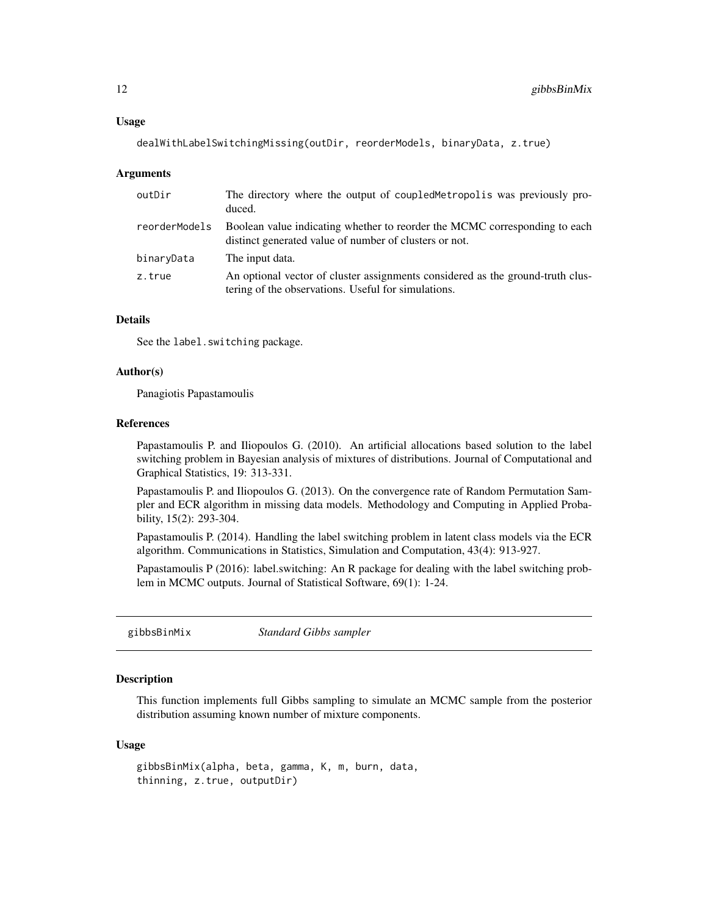### Usage

```
dealWithLabelSwitchingMissing(outDir, reorderModels, binaryData, z.true)
```

### Arguments

| | |
|---|---|
| outDir | The directory where the output of coupledMetropolis was previously produced. |
| reorderModels | Boolean value indicating whether to reorder the MCMC corresponding to each distinct generated value of number of clusters or not. |
| binaryData | The input data. |
| z.true | An optional vector of cluster assignments considered as the ground-truth clustering of the observations. Useful for simulations. |

### Details

See the label.switching package.

### Author(s)

Panagiotis Papastamoulis

### References

Papastamoulis P. and Iliopoulos G. (2010). An artificial allocations based solution to the label switching problem in Bayesian analysis of mixtures of distributions. Journal of Computational and Graphical Statistics, 19: 313-331.

Papastamoulis P. and Iliopoulos G. (2013). On the convergence rate of Random Permutation Sampler and ECR algorithm in missing data models. Methodology and Computing in Applied Probability, 15(2): 293-304.

Papastamoulis P. (2014). Handling the label switching problem in latent class models via the ECR algorithm. Communications in Statistics, Simulation and Computation, 43(4): 913-927.

Papastamoulis P (2016): label.switching: An R package for dealing with the label switching problem in MCMC outputs. Journal of Statistical Software, 69(1): 1-24.

---

## gibbsBinMix *Standard Gibbs sampler*

### Description

This function implements full Gibbs sampling to simulate an MCMC sample from the posterior distribution assuming known number of mixture components.

### Usage

```
gibbsBinMix(alpha, beta, gamma, K, m, burn, data,
thinning, z.true, outputDir)
```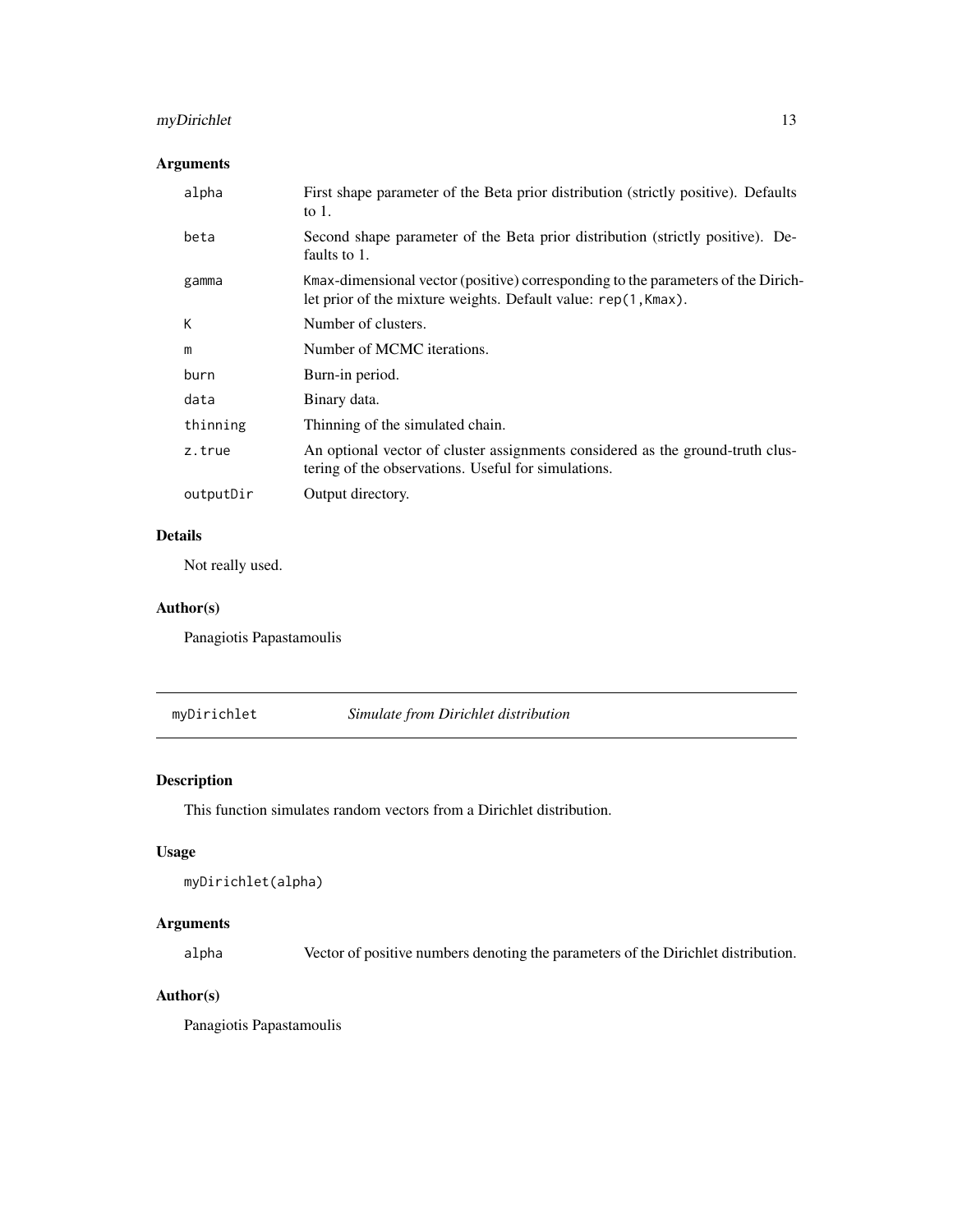## Arguments

| | |
|---|---|
| alpha | First shape parameter of the Beta prior distribution (strictly positive). Defaults to 1. |
| beta | Second shape parameter of the Beta prior distribution (strictly positive). Defaults to 1. |
| gamma | Kmax-dimensional vector (positive) corresponding to the parameters of the Dirichlet prior of the mixture weights. Default value: `rep(1,Kmax)`. |
| K | Number of clusters. |
| m | Number of MCMC iterations. |
| burn | Burn-in period. |
| data | Binary data. |
| thinning | Thinning of the simulated chain. |
| z.true | An optional vector of cluster assignments considered as the ground-truth clustering of the observations. Useful for simulations. |
| outputDir | Output directory. |

## Details

Not really used.

## Author(s)

Panagiotis Papastamoulis

---

# myDirichlet *Simulate from Dirichlet distribution*

## Description

This function simulates random vectors from a Dirichlet distribution.

## Usage

```
myDirichlet(alpha)
```

## Arguments

| | |
|---|---|
| alpha | Vector of positive numbers denoting the parameters of the Dirichlet distribution. |

## Author(s)

Panagiotis Papastamoulis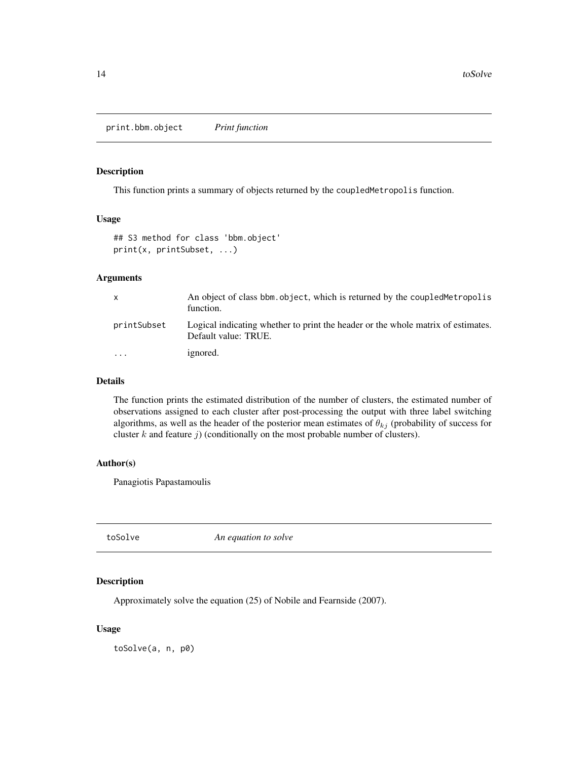## print.bbm.object *Print function*

### Description

This function prints a summary of objects returned by the coupledMetropolis function.

### Usage

```
## S3 method for class 'bbm.object'
print(x, printSubset, ...)
```

### Arguments

| | |
|---|---|
| x | An object of class bbm.object, which is returned by the coupledMetropolis function. |
| printSubset | Logical indicating whether to print the header or the whole matrix of estimates. Default value: TRUE. |
| ... | ignored. |

### Details

The function prints the estimated distribution of the number of clusters, the estimated number of observations assigned to each cluster after post-processing the output with three label switching algorithms, as well as the header of the posterior mean estimates of $\theta_{kj}$ (probability of success for cluster $k$ and feature $j$) (conditionally on the most probable number of clusters).

### Author(s)

Panagiotis Papastamoulis

## toSolve *An equation to solve*

### Description

Approximately solve the equation (25) of Nobile and Fearnside (2007).

### Usage

```
toSolve(a, n, p0)
```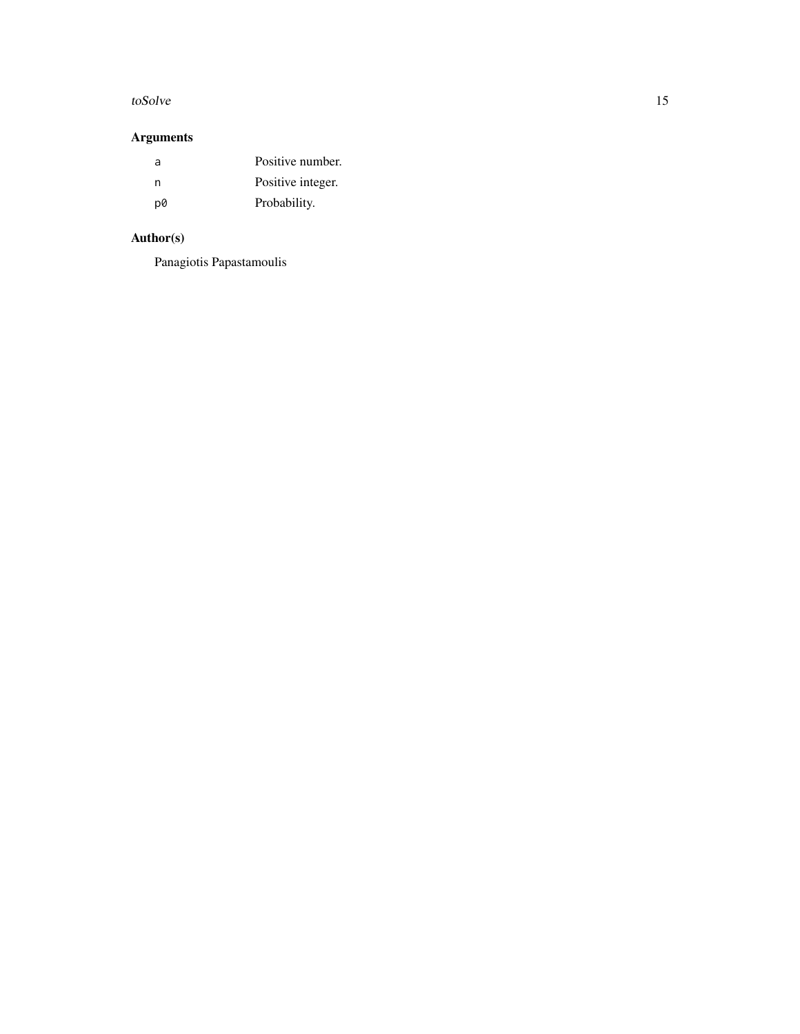## Arguments

| | |
|---|---|
| `a` | Positive number. |
| `n` | Positive integer. |
| `p0` | Probability. |

## Author(s)

Panagiotis Papastamoulis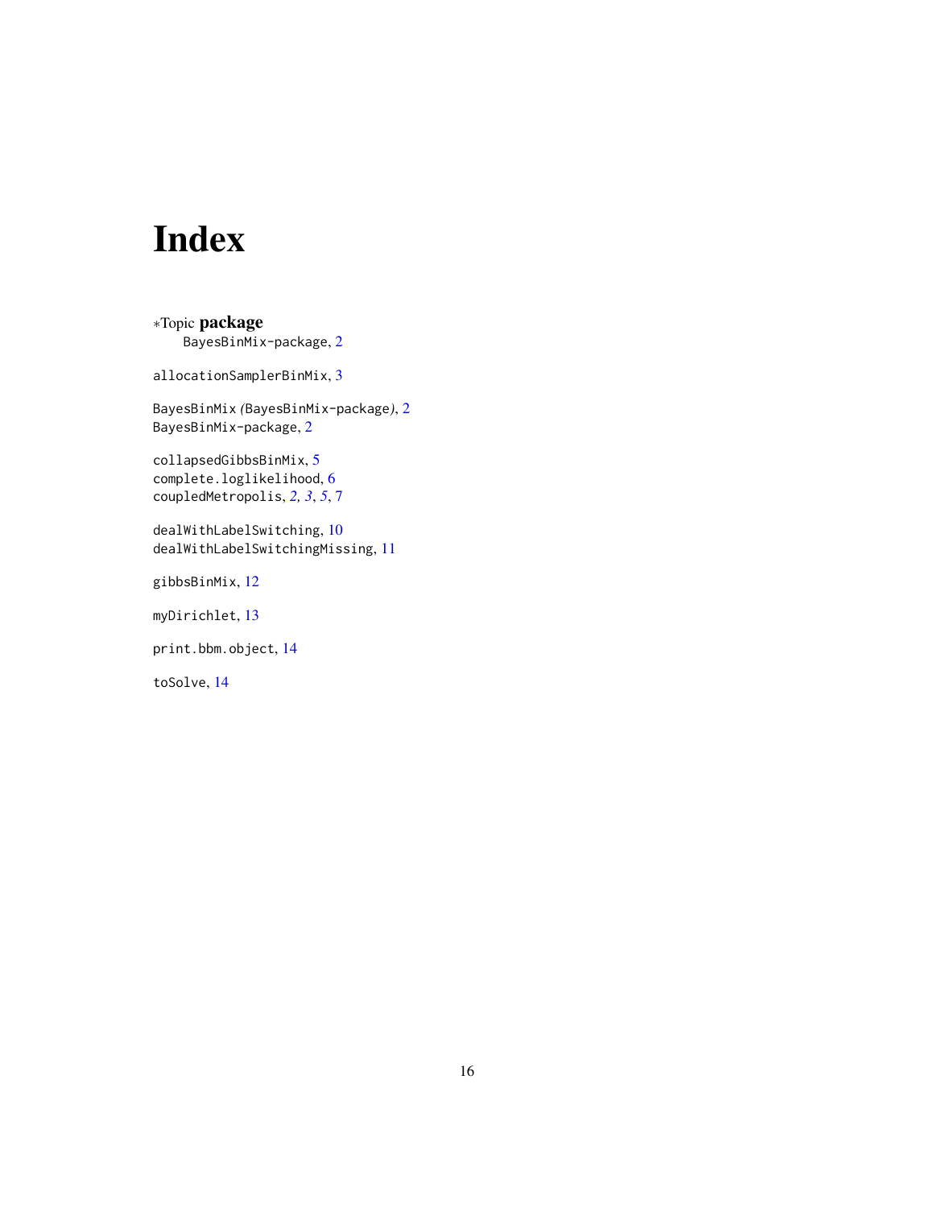# Index

∗Topic **package**

BayesBinMix-package, 2

allocationSamplerBinMix, 3

BayesBinMix *(*BayesBinMix-package*)*, 2
BayesBinMix-package, 2

collapsedGibbsBinMix, 5
complete.loglikelihood, 6
coupledMetropolis, *2, 3*, *5*, 7

dealWithLabelSwitching, 10
dealWithLabelSwitchingMissing, 11

gibbsBinMix, 12

myDirichlet, 13

print.bbm.object, 14

toSolve, 14